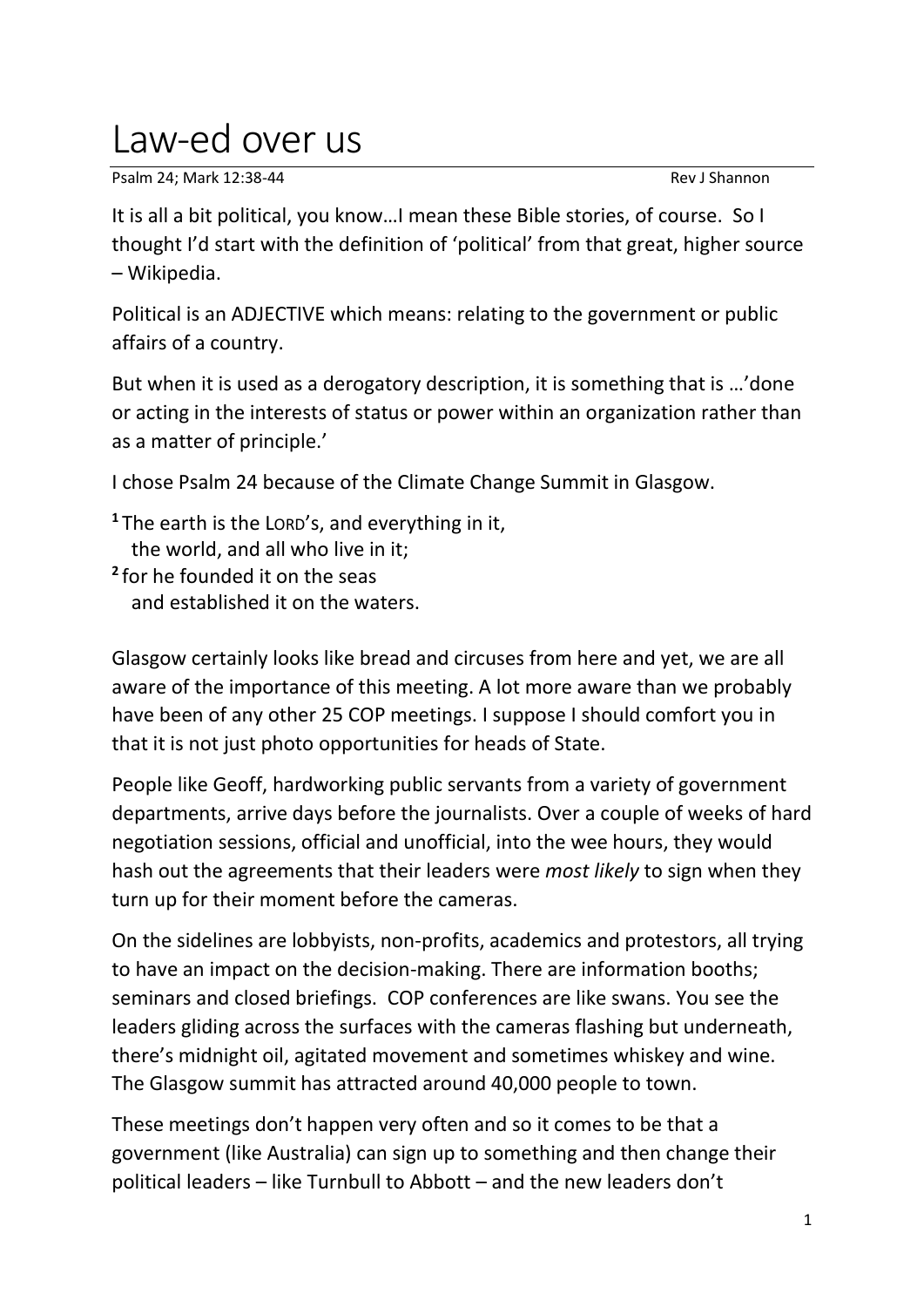# Law-ed over us

Psalm 24; Mark 12:38-44 Rev J Shannon

It is all a bit political, you know…I mean these Bible stories, of course. So I thought I'd start with the definition of 'political' from that great, higher source – Wikipedia.

Political is an ADJECTIVE which means: relating to the government or public affairs of a country.

But when it is used as a derogatory description, it is something that is …'done or acting in the interests of status or power within an organization rather than as a matter of principle.'

I chose Psalm 24 because of the Climate Change Summit in Glasgow.

**1** The earth is the LORD's, and everything in it,
   the world, and all who live in it;
**2** for he founded it on the seas
   and established it on the waters.

Glasgow certainly looks like bread and circuses from here and yet, we are all aware of the importance of this meeting. A lot more aware than we probably have been of any other 25 COP meetings. I suppose I should comfort you in that it is not just photo opportunities for heads of State.

People like Geoff, hardworking public servants from a variety of government departments, arrive days before the journalists. Over a couple of weeks of hard negotiation sessions, official and unofficial, into the wee hours, they would hash out the agreements that their leaders were *most likely* to sign when they turn up for their moment before the cameras.

On the sidelines are lobbyists, non-profits, academics and protestors, all trying to have an impact on the decision-making. There are information booths; seminars and closed briefings. COP conferences are like swans. You see the leaders gliding across the surfaces with the cameras flashing but underneath, there's midnight oil, agitated movement and sometimes whiskey and wine. The Glasgow summit has attracted around 40,000 people to town.

These meetings don't happen very often and so it comes to be that a government (like Australia) can sign up to something and then change their political leaders – like Turnbull to Abbott – and the new leaders don't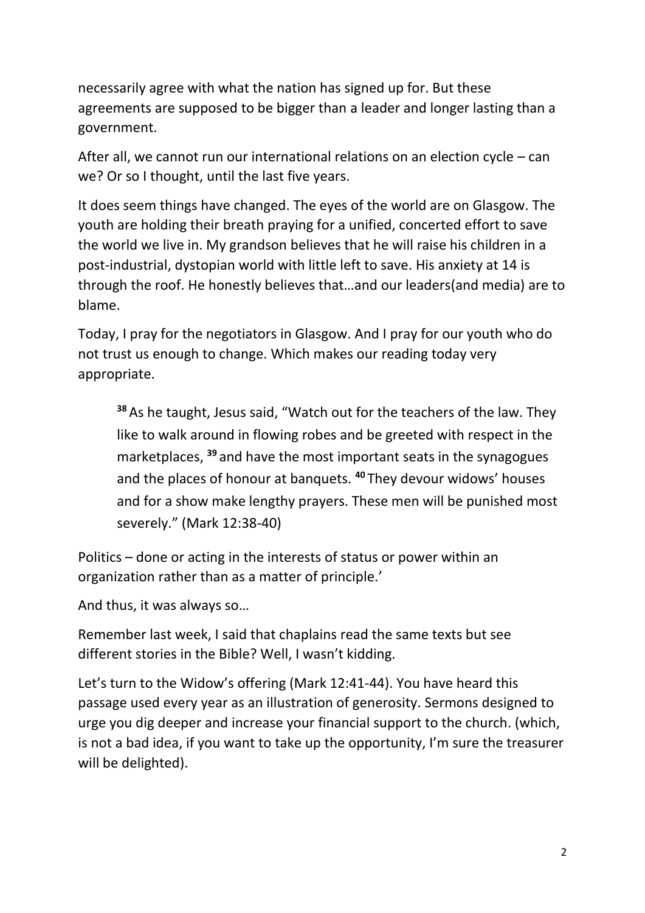necessarily agree with what the nation has signed up for. But these agreements are supposed to be bigger than a leader and longer lasting than a government.

After all, we cannot run our international relations on an election cycle – can we? Or so I thought, until the last five years.

It does seem things have changed. The eyes of the world are on Glasgow. The youth are holding their breath praying for a unified, concerted effort to save the world we live in. My grandson believes that he will raise his children in a post-industrial, dystopian world with little left to save. His anxiety at 14 is through the roof. He honestly believes that…and our leaders(and media) are to blame.

Today, I pray for the negotiators in Glasgow. And I pray for our youth who do not trust us enough to change. Which makes our reading today very appropriate.

> **38** As he taught, Jesus said, "Watch out for the teachers of the law. They like to walk around in flowing robes and be greeted with respect in the marketplaces, **39** and have the most important seats in the synagogues and the places of honour at banquets. **40** They devour widows' houses and for a show make lengthy prayers. These men will be punished most severely." (Mark 12:38-40)

Politics – done or acting in the interests of status or power within an organization rather than as a matter of principle.'

And thus, it was always so…

Remember last week, I said that chaplains read the same texts but see different stories in the Bible? Well, I wasn't kidding.

Let's turn to the Widow's offering (Mark 12:41-44). You have heard this passage used every year as an illustration of generosity. Sermons designed to urge you dig deeper and increase your financial support to the church. (which, is not a bad idea, if you want to take up the opportunity, I'm sure the treasurer will be delighted).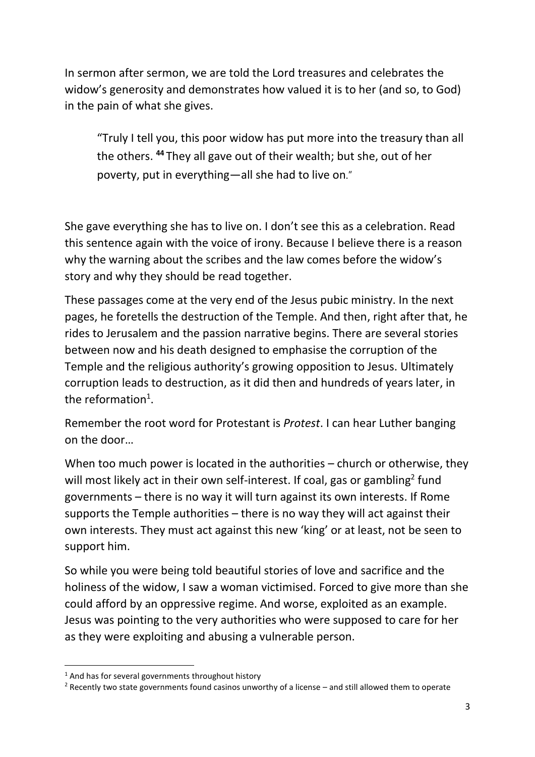In sermon after sermon, we are told the Lord treasures and celebrates the widow's generosity and demonstrates how valued it is to her (and so, to God) in the pain of what she gives.

> "Truly I tell you, this poor widow has put more into the treasury than all the others. **44** They all gave out of their wealth; but she, out of her poverty, put in everything—all she had to live on."

She gave everything she has to live on. I don't see this as a celebration. Read this sentence again with the voice of irony. Because I believe there is a reason why the warning about the scribes and the law comes before the widow's story and why they should be read together.

These passages come at the very end of the Jesus pubic ministry. In the next pages, he foretells the destruction of the Temple. And then, right after that, he rides to Jerusalem and the passion narrative begins. There are several stories between now and his death designed to emphasise the corruption of the Temple and the religious authority's growing opposition to Jesus. Ultimately corruption leads to destruction, as it did then and hundreds of years later, in the reformation[1].

Remember the root word for Protestant is *Protest*. I can hear Luther banging on the door…

When too much power is located in the authorities – church or otherwise, they will most likely act in their own self-interest. If coal, gas or gambling[2] fund governments – there is no way it will turn against its own interests. If Rome supports the Temple authorities – there is no way they will act against their own interests. They must act against this new 'king' or at least, not be seen to support him.

So while you were being told beautiful stories of love and sacrifice and the holiness of the widow, I saw a woman victimised. Forced to give more than she could afford by an oppressive regime. And worse, exploited as an example. Jesus was pointing to the very authorities who were supposed to care for her as they were exploiting and abusing a vulnerable person.

---

[1] And has for several governments throughout history

[2] Recently two state governments found casinos unworthy of a license – and still allowed them to operate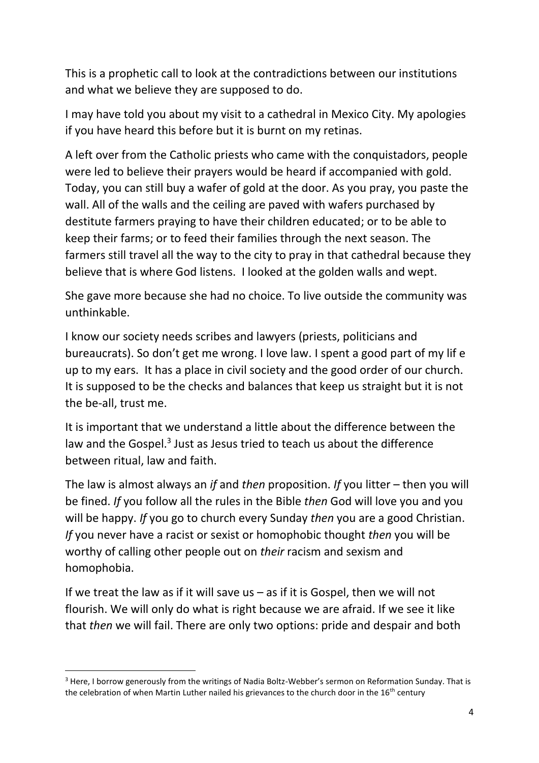This is a prophetic call to look at the contradictions between our institutions and what we believe they are supposed to do.

I may have told you about my visit to a cathedral in Mexico City. My apologies if you have heard this before but it is burnt on my retinas.

A left over from the Catholic priests who came with the conquistadors, people were led to believe their prayers would be heard if accompanied with gold. Today, you can still buy a wafer of gold at the door. As you pray, you paste the wall. All of the walls and the ceiling are paved with wafers purchased by destitute farmers praying to have their children educated; or to be able to keep their farms; or to feed their families through the next season. The farmers still travel all the way to the city to pray in that cathedral because they believe that is where God listens. I looked at the golden walls and wept.

She gave more because she had no choice. To live outside the community was unthinkable.

I know our society needs scribes and lawyers (priests, politicians and bureaucrats). So don't get me wrong. I love law. I spent a good part of my lif e up to my ears. It has a place in civil society and the good order of our church. It is supposed to be the checks and balances that keep us straight but it is not the be-all, trust me.

It is important that we understand a little about the difference between the law and the Gospel.[3] Just as Jesus tried to teach us about the difference between ritual, law and faith.

The law is almost always an *if* and *then* proposition. *If* you litter – then you will be fined. *If* you follow all the rules in the Bible *then* God will love you and you will be happy. *If* you go to church every Sunday *then* you are a good Christian. *If* you never have a racist or sexist or homophobic thought *then* you will be worthy of calling other people out on *their* racism and sexism and homophobia.

If we treat the law as if it will save us – as if it is Gospel, then we will not flourish. We will only do what is right because we are afraid. If we see it like that *then* we will fail. There are only two options: pride and despair and both

---

[3] Here, I borrow generously from the writings of Nadia Boltz-Webber's sermon on Reformation Sunday. That is the celebration of when Martin Luther nailed his grievances to the church door in the 16th century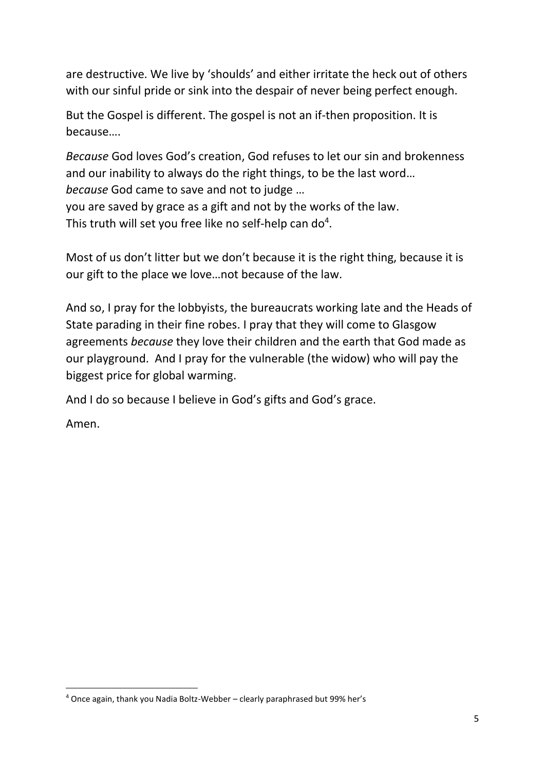are destructive. We live by 'shoulds' and either irritate the heck out of others with our sinful pride or sink into the despair of never being perfect enough.

But the Gospel is different. The gospel is not an if-then proposition. It is because….

*Because* God loves God's creation, God refuses to let our sin and brokenness and our inability to always do the right things, to be the last word…
*because* God came to save and not to judge …
you are saved by grace as a gift and not by the works of the law.
This truth will set you free like no self-help can do[4].

Most of us don't litter but we don't because it is the right thing, because it is our gift to the place we love…not because of the law.

And so, I pray for the lobbyists, the bureaucrats working late and the Heads of State parading in their fine robes. I pray that they will come to Glasgow agreements *because* they love their children and the earth that God made as our playground. And I pray for the vulnerable (the widow) who will pay the biggest price for global warming.

And I do so because I believe in God's gifts and God's grace.

Amen.

---

[4] Once again, thank you Nadia Boltz-Webber – clearly paraphrased but 99% her's